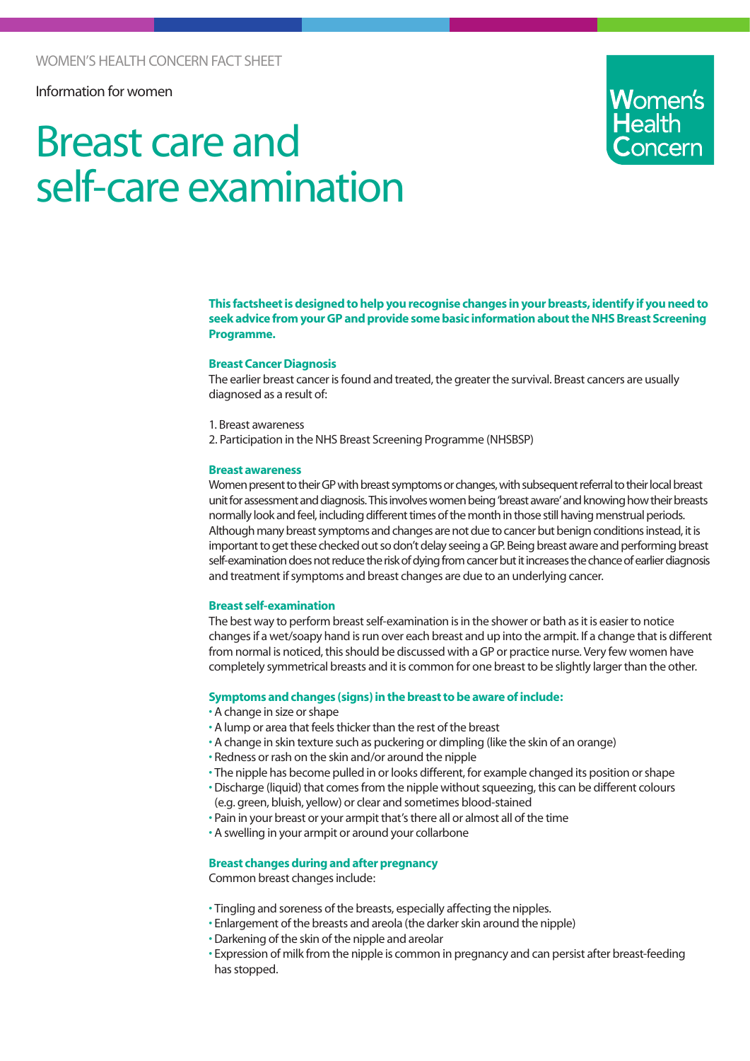WOMEN'S HEALTH CONCERN FACT SHEET

Information for women

# Breast care and self-care examination

**This factsheet is designed to help you recognise changes in your breasts, identify if you need to seek advice from your GP and provide some basic information about the NHS Breast Screening Programme.**

## Breast Cancer Diagnosis

The earlier breast cancer is found and treated, the greater the survival. Breast cancers are usually diagnosed as a result of:

1. Breast awareness
2. Participation in the NHS Breast Screening Programme (NHSBSP)

## Breast awareness

Women present to their GP with breast symptoms or changes, with subsequent referral to their local breast unit for assessment and diagnosis. This involves women being 'breast aware' and knowing how their breasts normally look and feel, including different times of the month in those still having menstrual periods. Although many breast symptoms and changes are not due to cancer but benign conditions instead, it is important to get these checked out so don't delay seeing a GP. Being breast aware and performing breast self-examination does not reduce the risk of dying from cancer but it increases the chance of earlier diagnosis and treatment if symptoms and breast changes are due to an underlying cancer.

## Breast self-examination

The best way to perform breast self-examination is in the shower or bath as it is easier to notice changes if a wet/soapy hand is run over each breast and up into the armpit. If a change that is different from normal is noticed, this should be discussed with a GP or practice nurse. Very few women have completely symmetrical breasts and it is common for one breast to be slightly larger than the other.

## Symptoms and changes (signs) in the breast to be aware of include:

- A change in size or shape
- A lump or area that feels thicker than the rest of the breast
- A change in skin texture such as puckering or dimpling (like the skin of an orange)
- Redness or rash on the skin and/or around the nipple
- The nipple has become pulled in or looks different, for example changed its position or shape
- Discharge (liquid) that comes from the nipple without squeezing, this can be different colours (e.g. green, bluish, yellow) or clear and sometimes blood-stained
- Pain in your breast or your armpit that's there all or almost all of the time
- A swelling in your armpit or around your collarbone

## Breast changes during and after pregnancy

Common breast changes include:

- Tingling and soreness of the breasts, especially affecting the nipples.
- Enlargement of the breasts and areola (the darker skin around the nipple)
- Darkening of the skin of the nipple and areolar
- Expression of milk from the nipple is common in pregnancy and can persist after breast-feeding has stopped.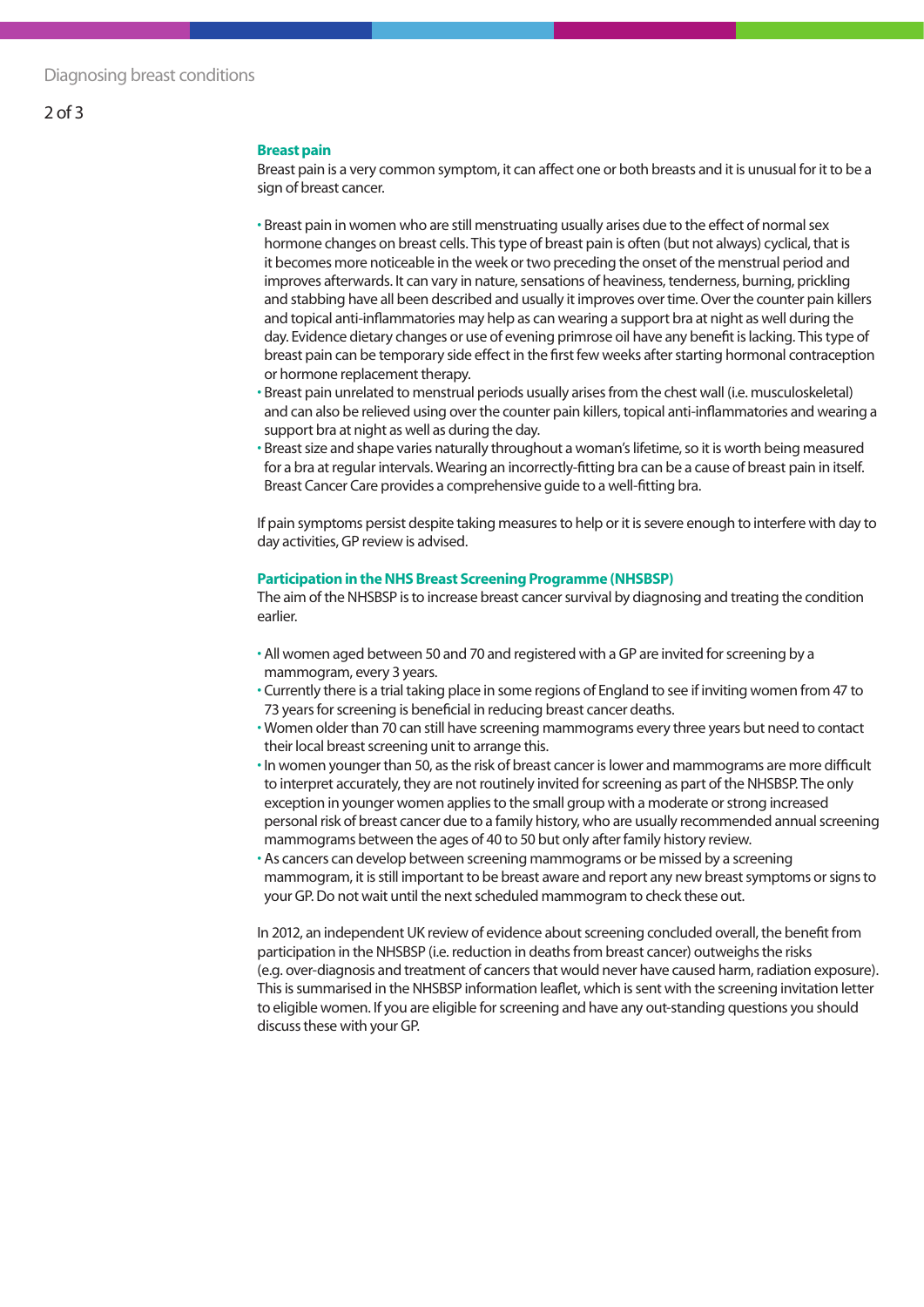## Breast pain

Breast pain is a very common symptom, it can affect one or both breasts and it is unusual for it to be a sign of breast cancer.

- Breast pain in women who are still menstruating usually arises due to the effect of normal sex hormone changes on breast cells. This type of breast pain is often (but not always) cyclical, that is it becomes more noticeable in the week or two preceding the onset of the menstrual period and improves afterwards. It can vary in nature, sensations of heaviness, tenderness, burning, prickling and stabbing have all been described and usually it improves over time. Over the counter pain killers and topical anti-inflammatories may help as can wearing a support bra at night as well during the day. Evidence dietary changes or use of evening primrose oil have any benefit is lacking. This type of breast pain can be temporary side effect in the first few weeks after starting hormonal contraception or hormone replacement therapy.
- Breast pain unrelated to menstrual periods usually arises from the chest wall (i.e. musculoskeletal) and can also be relieved using over the counter pain killers, topical anti-inflammatories and wearing a support bra at night as well as during the day.
- Breast size and shape varies naturally throughout a woman's lifetime, so it is worth being measured for a bra at regular intervals. Wearing an incorrectly-fitting bra can be a cause of breast pain in itself. Breast Cancer Care provides a comprehensive guide to a well-fitting bra.

If pain symptoms persist despite taking measures to help or it is severe enough to interfere with day to day activities, GP review is advised.

## Participation in the NHS Breast Screening Programme (NHSBSP)

The aim of the NHSBSP is to increase breast cancer survival by diagnosing and treating the condition earlier.

- All women aged between 50 and 70 and registered with a GP are invited for screening by a mammogram, every 3 years.
- Currently there is a trial taking place in some regions of England to see if inviting women from 47 to 73 years for screening is beneficial in reducing breast cancer deaths.
- Women older than 70 can still have screening mammograms every three years but need to contact their local breast screening unit to arrange this.
- In women younger than 50, as the risk of breast cancer is lower and mammograms are more difficult to interpret accurately, they are not routinely invited for screening as part of the NHSBSP. The only exception in younger women applies to the small group with a moderate or strong increased personal risk of breast cancer due to a family history, who are usually recommended annual screening mammograms between the ages of 40 to 50 but only after family history review.
- As cancers can develop between screening mammograms or be missed by a screening mammogram, it is still important to be breast aware and report any new breast symptoms or signs to your GP. Do not wait until the next scheduled mammogram to check these out.

In 2012, an independent UK review of evidence about screening concluded overall, the benefit from participation in the NHSBSP (i.e. reduction in deaths from breast cancer) outweighs the risks (e.g. over-diagnosis and treatment of cancers that would never have caused harm, radiation exposure). This is summarised in the NHSBSP information leaflet, which is sent with the screening invitation letter to eligible women. If you are eligible for screening and have any out-standing questions you should discuss these with your GP.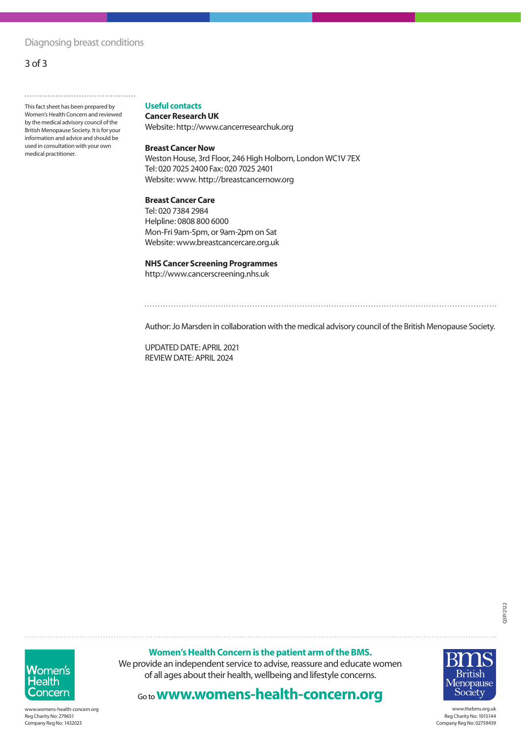This fact sheet has been prepared by Women's Health Concern and reviewed by the medical advisory council of the British Menopause Society. It is for your information and advice and should be used in consultation with your own medical practitioner.

## Useful contacts

**Cancer Research UK**
Website: http://www.cancerresearchuk.org

**Breast Cancer Now**
Weston House, 3rd Floor, 246 High Holborn, London WC1V 7EX
Tel: 020 7025 2400 Fax: 020 7025 2401
Website: www. http://breastcancernow.org

**Breast Cancer Care**
Tel: 020 7384 2984
Helpline: 0808 800 6000
Mon-Fri 9am-5pm, or 9am-2pm on Sat
Website: www.breastcancercare.org.uk

**NHS Cancer Screening Programmes**
http://www.cancerscreening.nhs.uk

Author: Jo Marsden in collaboration with the medical advisory council of the British Menopause Society.

UPDATED DATE: APRIL 2021
REVIEW DATE: APRIL 2024

Q3P/2122

**Women's Health Concern is the patient arm of the BMS.**
We provide an independent service to advise, reassure and educate women of all ages about their health, wellbeing and lifestyle concerns.

Go to **www.womens-health-concern.org**

Women's Health Concern
www.womens-health-concern.org
Reg Charity No: 279651
Company Reg No: 1432023

BMS British Menopause Society
www.thebms.org.uk
Reg Charity No: 1015144
Company Reg No: 02759439